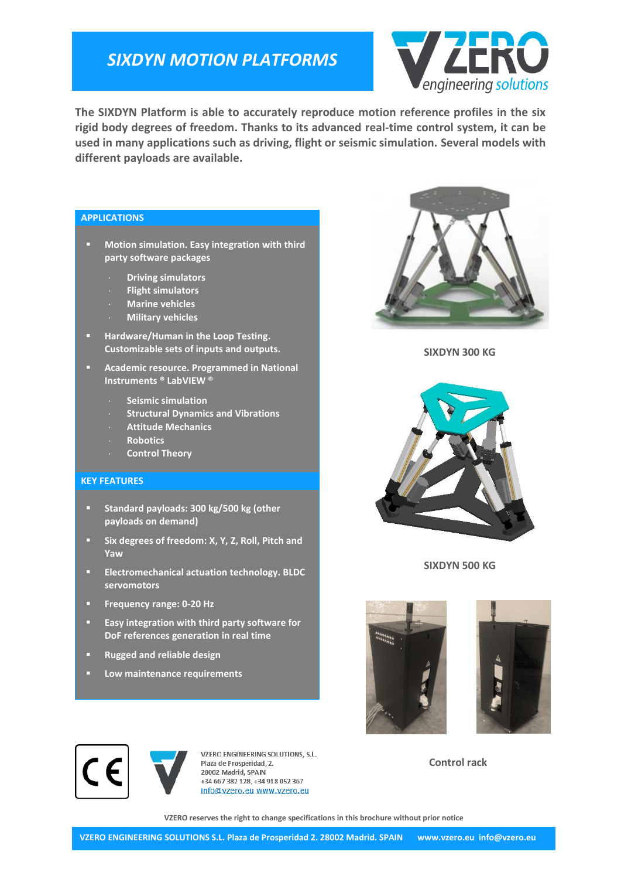# SIXDYN MOTION PLATFORMS

**The SIXDYN Platform is able to accurately reproduce motion reference profiles in the six rigid body degrees of freedom. Thanks to its advanced real-time control system, it can be used in many applications such as driving, flight or seismic simulation. Several models with different payloads are available.**

## APPLICATIONS

- **Motion simulation. Easy integration with third party software packages**
  - Driving simulators
  - Flight simulators
  - Marine vehicles
  - Military vehicles
- **Hardware/Human in the Loop Testing. Customizable sets of inputs and outputs.**
- **Academic resource. Programmed in National Instruments ® LabVIEW ®**
  - Seismic simulation
  - Structural Dynamics and Vibrations
  - Attitude Mechanics
  - Robotics
  - Control Theory

## KEY FEATURES

- **Standard payloads: 300 kg/500 kg (other payloads on demand)**
- **Six degrees of freedom: X, Y, Z, Roll, Pitch and Yaw**
- **Electromechanical actuation technology. BLDC servomotors**
- **Frequency range: 0-20 Hz**
- **Easy integration with third party software for DoF references generation in real time**
- **Rugged and reliable design**
- **Low maintenance requirements**

**SIXDYN 300 KG**

**SIXDYN 500 KG**

**Control rack**

VZERO ENGINEERING SOLUTIONS, S.L.
Plaza de Prosperidad, 2.
28002 Madrid, SPAIN
+34 667 382 128, +34 918 052 367
info@vzero.eu www.vzero.eu

VZERO reserves the right to change specifications in this brochure without prior notice

VZERO ENGINEERING SOLUTIONS S.L. Plaza de Prosperidad 2. 28002 Madrid. SPAIN www.vzero.eu info@vzero.eu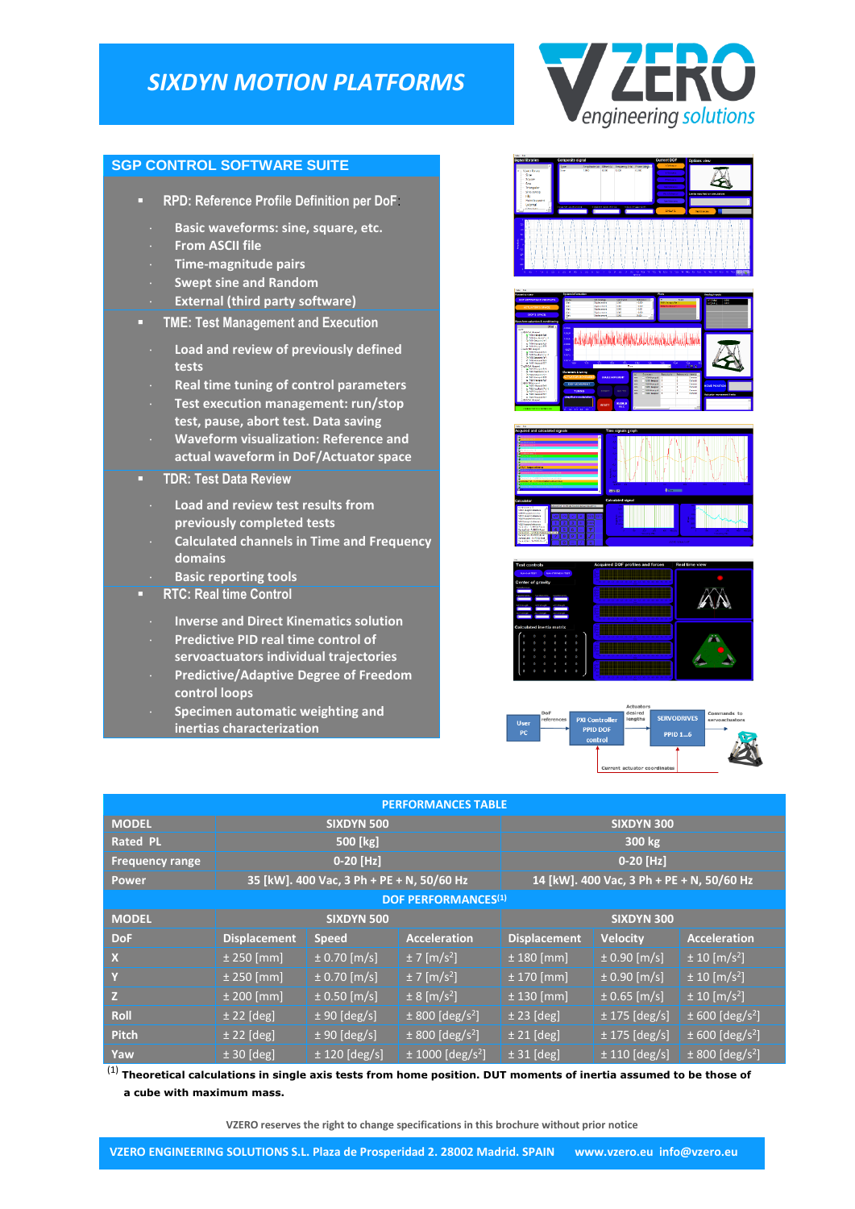# SIXDYN MOTION PLATFORMS

VZERO engineering solutions

## SGP CONTROL SOFTWARE SUITE

- **RPD: Reference Profile Definition per DoF:**
  - Basic waveforms: sine, square, etc.
  - From ASCII file
  - Time-magnitude pairs
  - Swept sine and Random
  - External (third party software)
- **TME: Test Management and Execution**
  - Load and review of previously defined tests
  - Real time tuning of control parameters
  - Test execution management: run/stop test, pause, abort test. Data saving
  - Waveform visualization: Reference and actual waveform in DoF/Actuator space
- **TDR: Test Data Review**
  - Load and review test results from previously completed tests
  - Calculated channels in Time and Frequency domains
  - Basic reporting tools
- **RTC: Real time Control**
  - Inverse and Direct Kinematics solution
  - Predictive PID real time control of servoactuators individual trajectories
  - Predictive/Adaptive Degree of Freedom control loops
  - Specimen automatic weighting and inertias characterization

User PC

DoF references

PXI Controller PPID DOF control

Actuators desired lengths

SERVODRIVES PPID 1...6

Commands to servoactuators

Current actuator coordinates

| PERFORMANCES TABLE | | |
|---|---|---|
| **MODEL** | **SIXDYN 500** | **SIXDYN 300** |
| **Rated PL** | 500 [kg] | 300 kg |
| **Frequency range** | 0-20 [Hz] | 0-20 [Hz] |
| **Power** | 35 [kW]. 400 Vac, 3 Ph + PE + N, 50/60 Hz | 14 [kW]. 400 Vac, 3 Ph + PE + N, 50/60 Hz |

| DOF PERFORMANCES[(1)] | | | | | | |
|---|---|---|---|---|---|---|
| **MODEL** | **SIXDYN 500** | | | **SIXDYN 300** | | |
| **DoF** | **Displacement** | **Speed** | **Acceleration** | **Displacement** | **Velocity** | **Acceleration** |
| **X** | ± 250 [mm] | ± 0.70 [m/s] | ± 7 [m/s$^2$] | ± 180 [mm] | ± 0.90 [m/s] | ± 10 [m/s$^2$] |
| **Y** | ± 250 [mm] | ± 0.70 [m/s] | ± 7 [m/s$^2$] | ± 170 [mm] | ± 0.90 [m/s] | ± 10 [m/s$^2$] |
| **Z** | ± 200 [mm] | ± 0.50 [m/s] | ± 8 [m/s$^2$] | ± 130 [mm] | ± 0.65 [m/s] | ± 10 [m/s$^2$] |
| **Roll** | ± 22 [deg] | ± 90 [deg/s] | ± 800 [deg/s$^2$] | ± 23 [deg] | ± 175 [deg/s] | ± 600 [deg/s$^2$] |
| **Pitch** | ± 22 [deg] | ± 90 [deg/s] | ± 800 [deg/s$^2$] | ± 21 [deg] | ± 175 [deg/s] | ± 600 [deg/s$^2$] |
| **Yaw** | ± 30 [deg] | ± 120 [deg/s] | ± 1000 [deg/s$^2$] | ± 31 [deg] | ± 110 [deg/s] | ± 800 [deg/s$^2$] |

[(1)] **Theoretical calculations in single axis tests from home position. DUT moments of inertia assumed to be those of a cube with maximum mass.**

VZERO reserves the right to change specifications in this brochure without prior notice

**VZERO ENGINEERING SOLUTIONS S.L. Plaza de Prosperidad 2. 28002 Madrid. SPAIN www.vzero.eu info@vzero.eu**